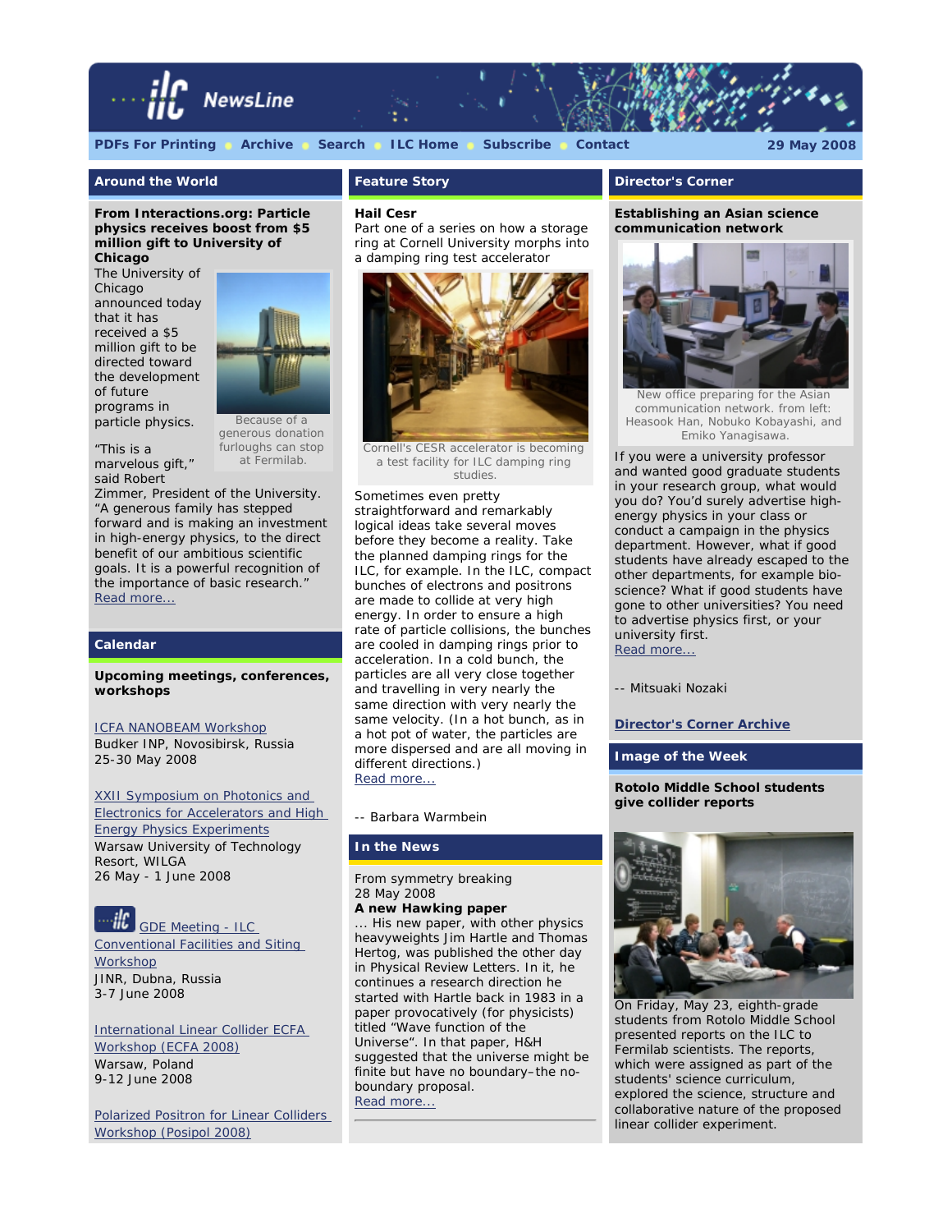# ILC NewsLine

PDFs For Printing · Archive · Search · ILC Home · Subscribe · Contact

29 May 2008

## Around the World

**From Interactions.org: Particle physics receives boost from $5 million gift to University of Chicago**

The University of Chicago announced today that it has received a $5 million gift to be directed toward the development of future programs in particle physics.

Because of a generous donation furloughs can stop at Fermilab.

"This is a marvelous gift," said Robert Zimmer, President of the University. "A generous family has stepped forward and is making an investment in high-energy physics, to the direct benefit of our ambitious scientific goals. It is a powerful recognition of the importance of basic research."

Read more...

## Calendar

**Upcoming meetings, conferences, workshops**

ICFA NANOBEAM Workshop
Budker INP, Novosibirsk, Russia
25-30 May 2008

XXII Symposium on Photonics and Electronics for Accelerators and High Energy Physics Experiments
Warsaw University of Technology Resort, WILGA
26 May - 1 June 2008

GDE Meeting - ILC Conventional Facilities and Siting Workshop
JINR, Dubna, Russia
3-7 June 2008

International Linear Collider ECFA Workshop (ECFA 2008)
Warsaw, Poland
9-12 June 2008

Polarized Positron for Linear Colliders Workshop (Posipol 2008)

## Feature Story

**Hail Cesr**

Part one of a series on how a storage ring at Cornell University morphs into a damping ring test accelerator

Cornell's CESR accelerator is becoming a test facility for ILC damping ring studies.

Sometimes even pretty straightforward and remarkably logical ideas take several moves before they become a reality. Take the planned damping rings for the ILC, for example. In the ILC, compact bunches of electrons and positrons are made to collide at very high energy. In order to ensure a high rate of particle collisions, the bunches are cooled in damping rings prior to acceleration. In a cold bunch, the particles are all very close together and travelling in very nearly the same direction with very nearly the same velocity. (In a hot bunch, as in a hot pot of water, the particles are more dispersed and are all moving in different directions.)

Read more...

-- Barbara Warmbein

## In the News

From symmetry breaking
28 May 2008

**A new Hawking paper**

... His new paper, with other physics heavyweights Jim Hartle and Thomas Hertog, was published the other day in Physical Review Letters. In it, he continues a research direction he started with Hartle back in 1983 in a paper provocatively (for physicists) titled "Wave function of the Universe". In that paper, H&H suggested that the universe might be finite but have no boundary–the no-boundary proposal.

Read more...

## Director's Corner

**Establishing an Asian science communication network**

New office preparing for the Asian communication network. from left: Heasook Han, Nobuko Kobayashi, and Emiko Yanagisawa.

If you were a university professor and wanted good graduate students in your research group, what would you do? You'd surely advertise high-energy physics in your class or conduct a campaign in the physics department. However, what if good students have already escaped to the other departments, for example bio-science? What if good students have gone to other universities? You need to advertise physics first, or your university first.

Read more...

-- Mitsuaki Nozaki

**Director's Corner Archive**

## Image of the Week

**Rotolo Middle School students give collider reports**

On Friday, May 23, eighth-grade students from Rotolo Middle School presented reports on the ILC to Fermilab scientists. The reports, which were assigned as part of the students' science curriculum, explored the science, structure and collaborative nature of the proposed linear collider experiment.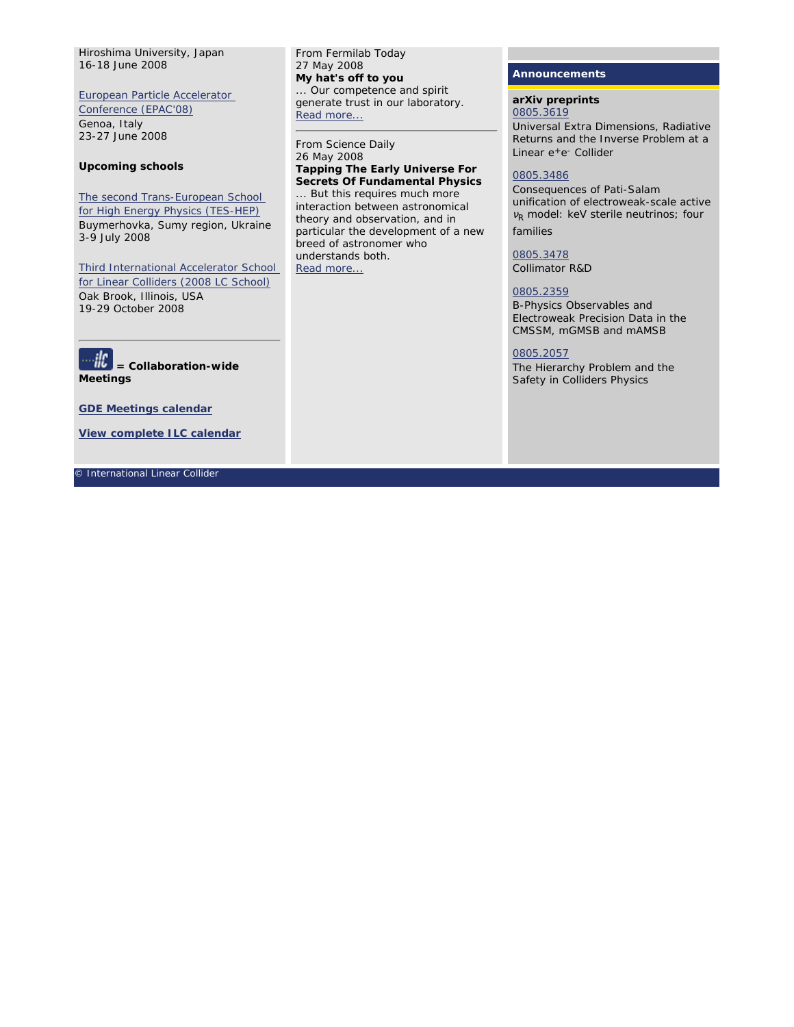Hiroshima University, Japan
16-18 June 2008

European Particle Accelerator Conference (EPAC'08)
Genoa, Italy
23-27 June 2008

**Upcoming schools**

The second Trans-European School for High Energy Physics (TES-HEP)
Buymerhovka, Sumy region, Ukraine
3-9 July 2008

Third International Accelerator School for Linear Colliders (2008 LC School)
Oak Brook, Illinois, USA
19-29 October 2008

---

ilc **= Collaboration-wide Meetings**

**GDE Meetings calendar**

**View complete ILC calendar**

From Fermilab Today
27 May 2008
**My hat's off to you**
... Our competence and spirit generate trust in our laboratory.
Read more...

---

From Science Daily
26 May 2008
**Tapping The Early Universe For Secrets Of Fundamental Physics**
... But this requires much more interaction between astronomical theory and observation, and in particular the development of a new breed of astronomer who understands both.
Read more...

## Announcements

**arXiv preprints**

0805.3619
Universal Extra Dimensions, Radiative Returns and the Inverse Problem at a Linear $e^+e^-$ Collider

0805.3486
Consequences of Pati-Salam unification of electroweak-scale active $\nu_R$ model: keV sterile neutrinos; four families

0805.3478
Collimator R&D

0805.2359
B-Physics Observables and Electroweak Precision Data in the CMSSM, mGMSB and mAMSB

0805.2057
The Hierarchy Problem and the Safety in Colliders Physics

© International Linear Collider